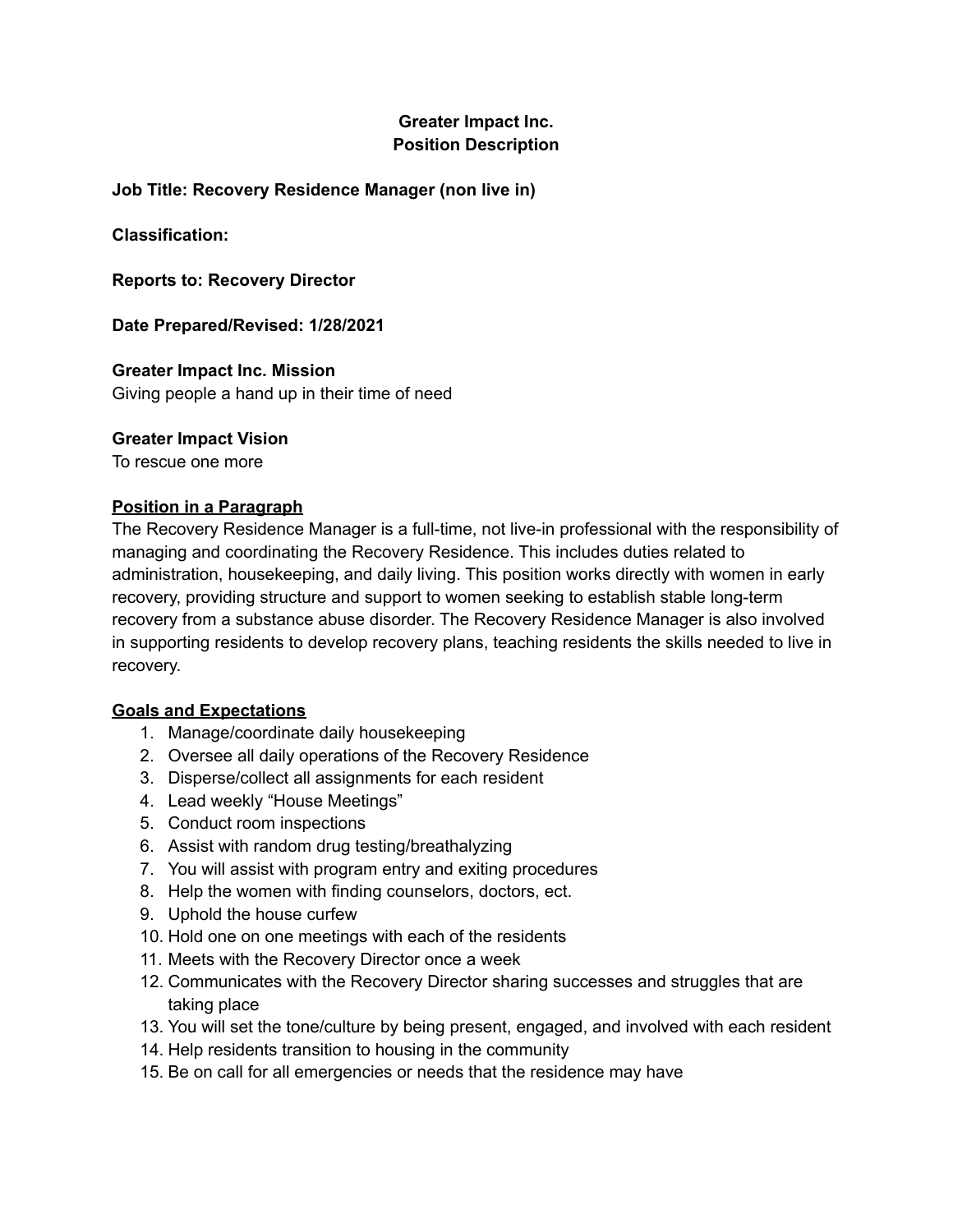# Greater Impact Inc.
# Position Description

**Job Title: Recovery Residence Manager (non live in)**

**Classification:**

**Reports to: Recovery Director**

**Date Prepared/Revised: 1/28/2021**

**Greater Impact Inc. Mission**
Giving people a hand up in their time of need

**Greater Impact Vision**
To rescue one more

## Position in a Paragraph

The Recovery Residence Manager is a full-time, not live-in professional with the responsibility of managing and coordinating the Recovery Residence. This includes duties related to administration, housekeeping, and daily living. This position works directly with women in early recovery, providing structure and support to women seeking to establish stable long-term recovery from a substance abuse disorder. The Recovery Residence Manager is also involved in supporting residents to develop recovery plans, teaching residents the skills needed to live in recovery.

## Goals and Expectations

1. Manage/coordinate daily housekeeping
2. Oversee all daily operations of the Recovery Residence
3. Disperse/collect all assignments for each resident
4. Lead weekly "House Meetings"
5. Conduct room inspections
6. Assist with random drug testing/breathalyzing
7. You will assist with program entry and exiting procedures
8. Help the women with finding counselors, doctors, ect.
9. Uphold the house curfew
10. Hold one on one meetings with each of the residents
11. Meets with the Recovery Director once a week
12. Communicates with the Recovery Director sharing successes and struggles that are taking place
13. You will set the tone/culture by being present, engaged, and involved with each resident
14. Help residents transition to housing in the community
15. Be on call for all emergencies or needs that the residence may have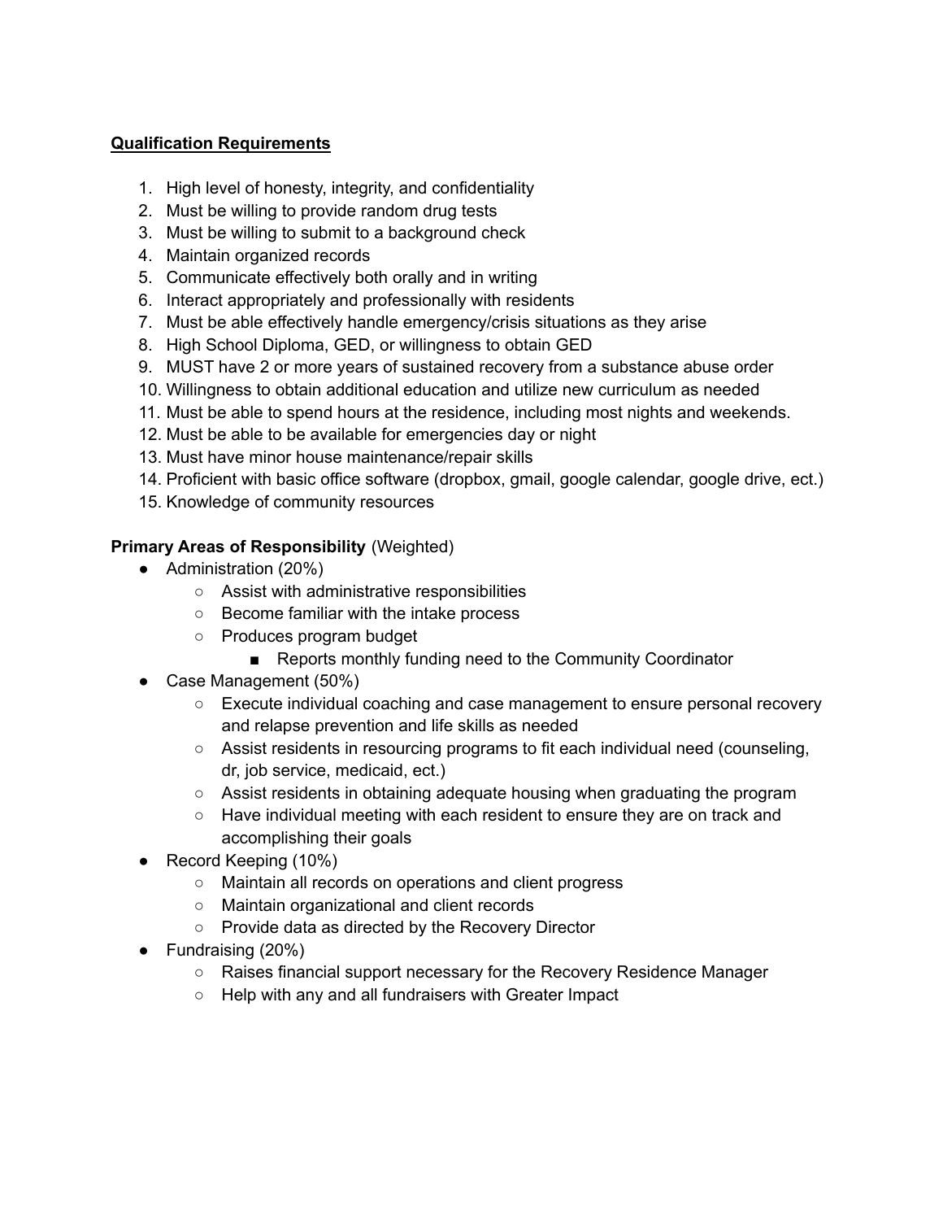**<u>Qualification Requirements</u>**

1. High level of honesty, integrity, and confidentiality
2. Must be willing to provide random drug tests
3. Must be willing to submit to a background check
4. Maintain organized records
5. Communicate effectively both orally and in writing
6. Interact appropriately and professionally with residents
7. Must be able effectively handle emergency/crisis situations as they arise
8. High School Diploma, GED, or willingness to obtain GED
9. MUST have 2 or more years of sustained recovery from a substance abuse order
10. Willingness to obtain additional education and utilize new curriculum as needed
11. Must be able to spend hours at the residence, including most nights and weekends.
12. Must be able to be available for emergencies day or night
13. Must have minor house maintenance/repair skills
14. Proficient with basic office software (dropbox, gmail, google calendar, google drive, ect.)
15. Knowledge of community resources

**Primary Areas of Responsibility** (Weighted)

- Administration (20%)
  - Assist with administrative responsibilities
  - Become familiar with the intake process
  - Produces program budget
    - Reports monthly funding need to the Community Coordinator
- Case Management (50%)
  - Execute individual coaching and case management to ensure personal recovery and relapse prevention and life skills as needed
  - Assist residents in resourcing programs to fit each individual need (counseling, dr, job service, medicaid, ect.)
  - Assist residents in obtaining adequate housing when graduating the program
  - Have individual meeting with each resident to ensure they are on track and accomplishing their goals
- Record Keeping (10%)
  - Maintain all records on operations and client progress
  - Maintain organizational and client records
  - Provide data as directed by the Recovery Director
- Fundraising (20%)
  - Raises financial support necessary for the Recovery Residence Manager
  - Help with any and all fundraisers with Greater Impact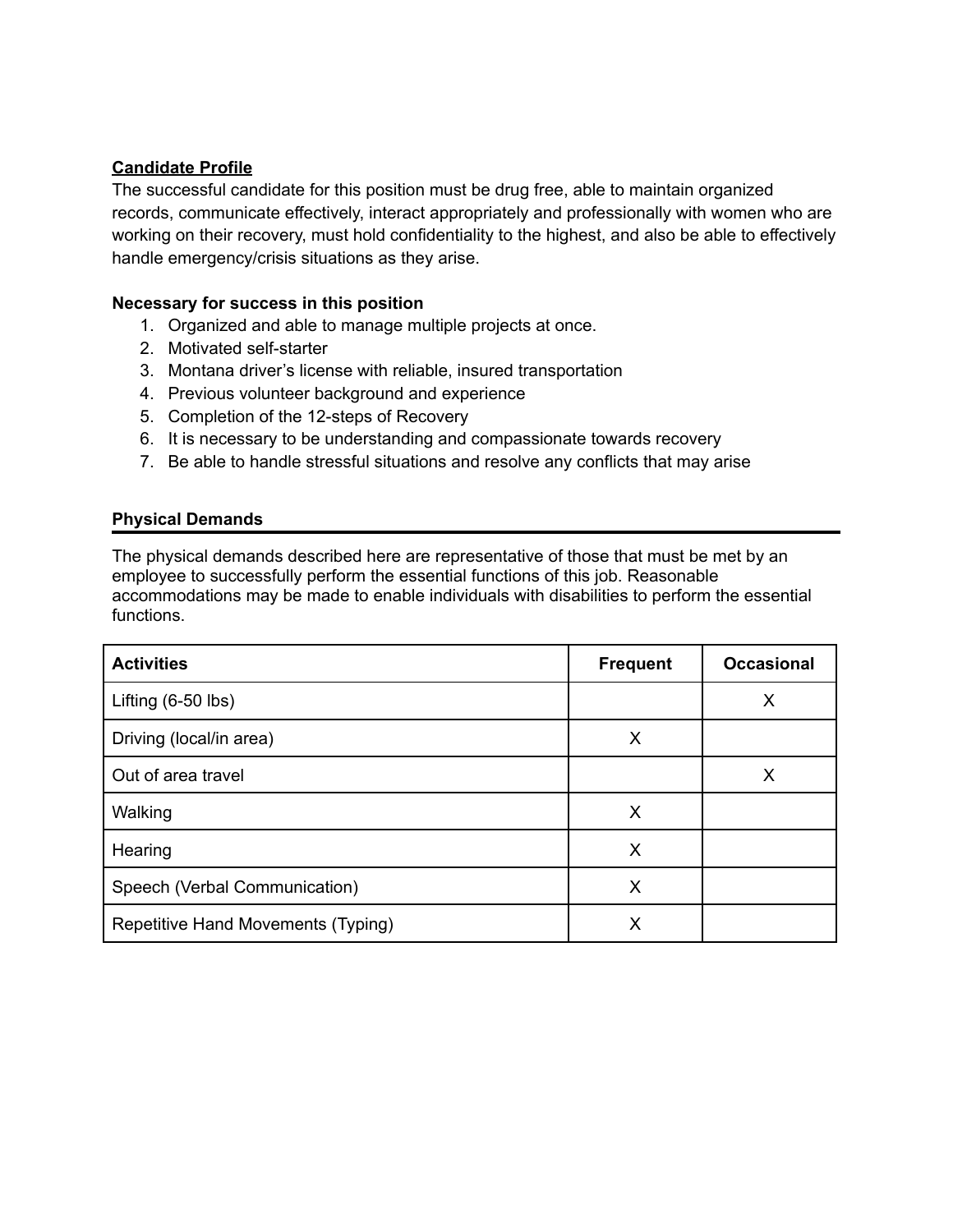## Candidate Profile

The successful candidate for this position must be drug free, able to maintain organized records, communicate effectively, interact appropriately and professionally with women who are working on their recovery, must hold confidentiality to the highest, and also be able to effectively handle emergency/crisis situations as they arise.

### Necessary for success in this position

1. Organized and able to manage multiple projects at once.
2. Motivated self-starter
3. Montana driver's license with reliable, insured transportation
4. Previous volunteer background and experience
5. Completion of the 12-steps of Recovery
6. It is necessary to be understanding and compassionate towards recovery
7. Be able to handle stressful situations and resolve any conflicts that may arise

## Physical Demands

The physical demands described here are representative of those that must be met by an employee to successfully perform the essential functions of this job. Reasonable accommodations may be made to enable individuals with disabilities to perform the essential functions.

| Activities | Frequent | Occasional |
|---|---|---|
| Lifting (6-50 lbs) | | X |
| Driving (local/in area) | X | |
| Out of area travel | | X |
| Walking | X | |
| Hearing | X | |
| Speech (Verbal Communication) | X | |
| Repetitive Hand Movements (Typing) | X | |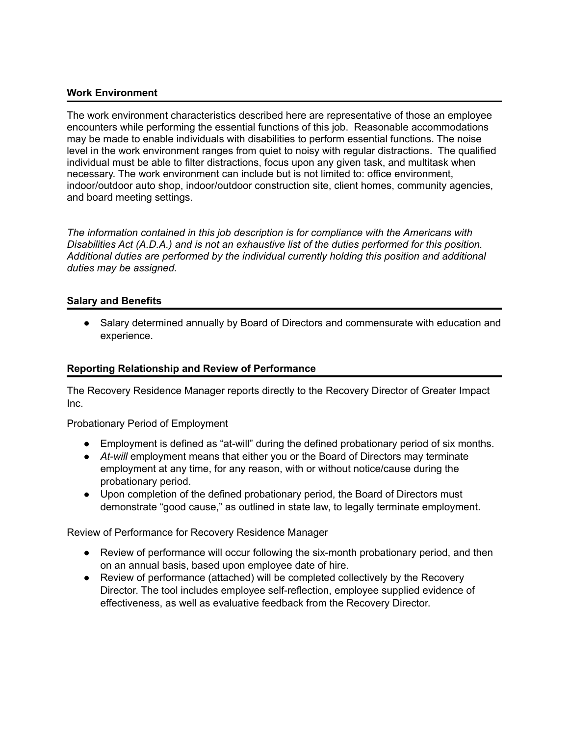## Work Environment

The work environment characteristics described here are representative of those an employee encounters while performing the essential functions of this job. Reasonable accommodations may be made to enable individuals with disabilities to perform essential functions. The noise level in the work environment ranges from quiet to noisy with regular distractions. The qualified individual must be able to filter distractions, focus upon any given task, and multitask when necessary. The work environment can include but is not limited to: office environment, indoor/outdoor auto shop, indoor/outdoor construction site, client homes, community agencies, and board meeting settings.

*The information contained in this job description is for compliance with the Americans with Disabilities Act (A.D.A.) and is not an exhaustive list of the duties performed for this position. Additional duties are performed by the individual currently holding this position and additional duties may be assigned.*

## Salary and Benefits

- Salary determined annually by Board of Directors and commensurate with education and experience.

## Reporting Relationship and Review of Performance

The Recovery Residence Manager reports directly to the Recovery Director of Greater Impact Inc.

Probationary Period of Employment

- Employment is defined as "at-will" during the defined probationary period of six months.
- *At-will* employment means that either you or the Board of Directors may terminate employment at any time, for any reason, with or without notice/cause during the probationary period.
- Upon completion of the defined probationary period, the Board of Directors must demonstrate "good cause," as outlined in state law, to legally terminate employment.

Review of Performance for Recovery Residence Manager

- Review of performance will occur following the six-month probationary period, and then on an annual basis, based upon employee date of hire.
- Review of performance (attached) will be completed collectively by the Recovery Director. The tool includes employee self-reflection, employee supplied evidence of effectiveness, as well as evaluative feedback from the Recovery Director.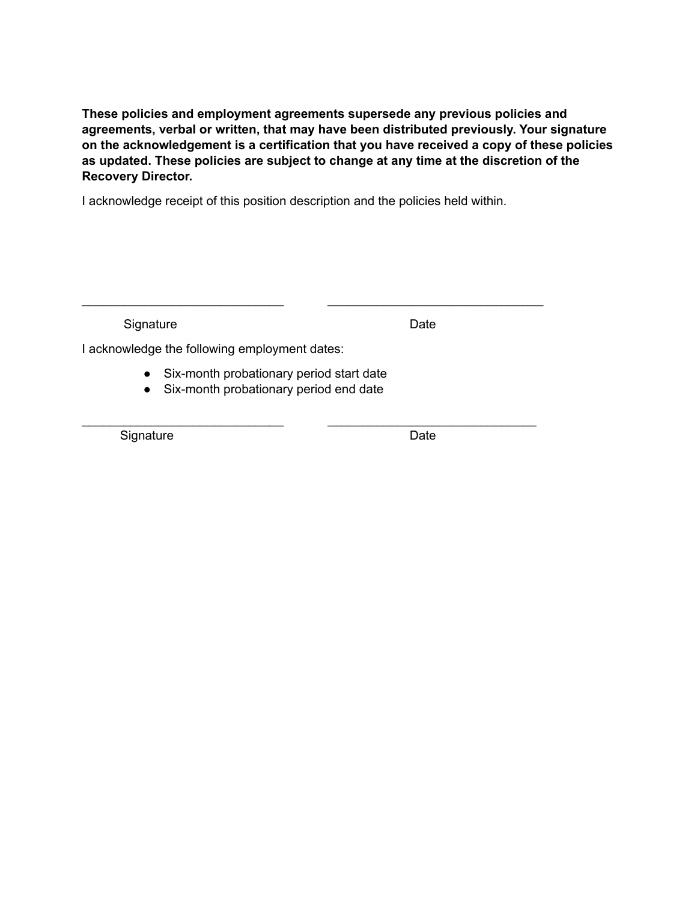**These policies and employment agreements supersede any previous policies and agreements, verbal or written, that may have been distributed previously. Your signature on the acknowledgement is a certification that you have received a copy of these policies as updated. These policies are subject to change at any time at the discretion of the Recovery Director.**

I acknowledge receipt of this position description and the policies held within.

_____________________________ _______________________________

Signature Date

I acknowledge the following employment dates:

- Six-month probationary period start date
- Six-month probationary period end date

_____________________________ ______________________________

Signature Date